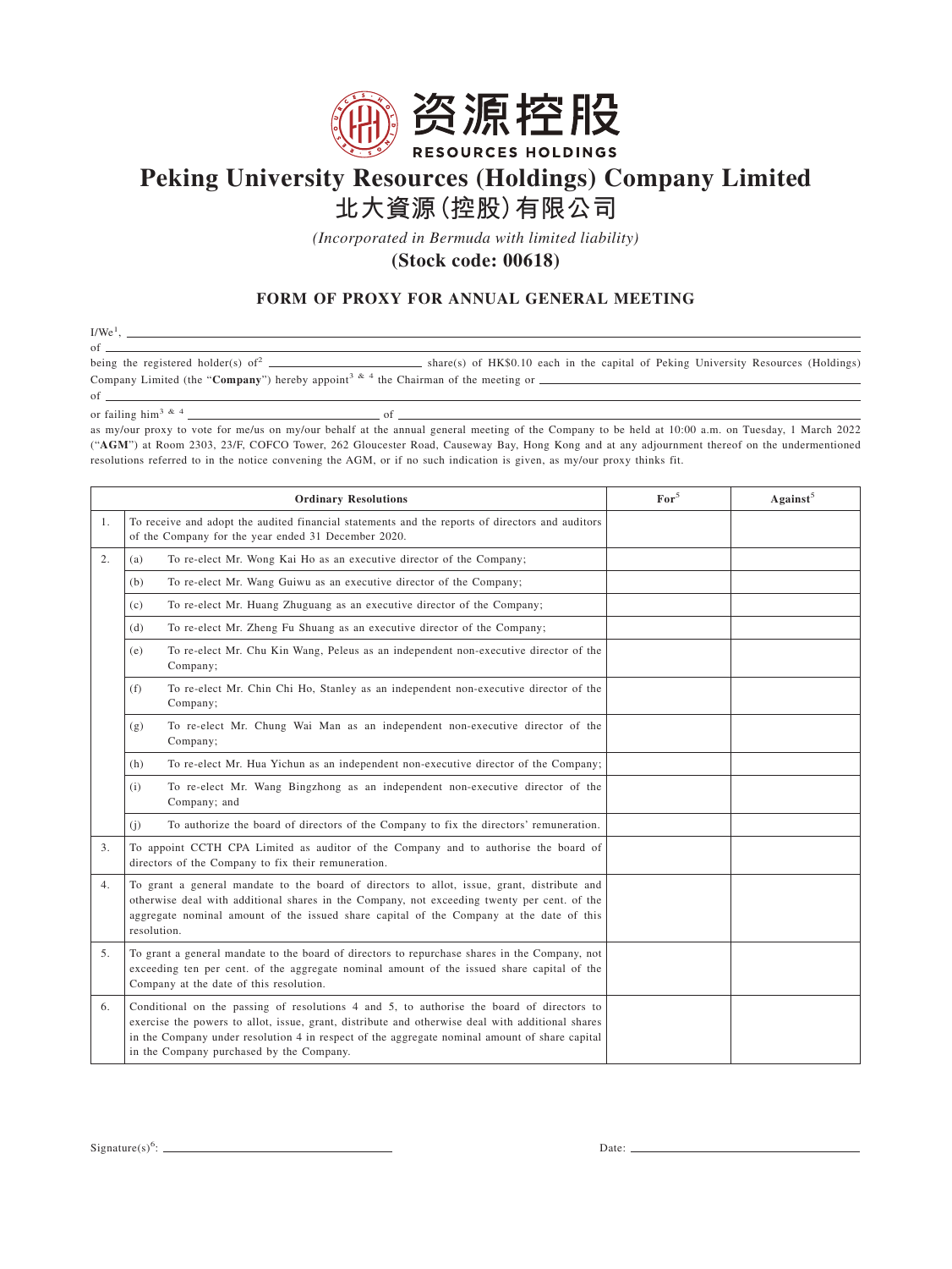资源控股

RESOURCES HOLDINGS

# Peking University Resources (Holdings) Company Limited

# 北大資源(控股)有限公司

*(Incorporated in Bermuda with limited liability)*

**(Stock code: 00618)**

## FORM OF PROXY FOR ANNUAL GENERAL MEETING

I/We[1], \_\_\_\_\_\_\_\_\_\_\_\_\_\_\_\_\_\_\_\_\_\_\_\_\_\_\_\_\_\_\_\_\_\_\_\_\_\_\_\_

of \_\_\_\_\_\_\_\_\_\_\_\_\_\_\_\_\_\_\_\_\_\_\_\_\_\_\_\_\_\_\_\_\_\_\_\_\_\_\_\_

being the registered holder(s) of[2] \_\_\_\_\_\_\_\_\_\_\_\_\_\_\_\_ share(s) of HK$0.10 each in the capital of Peking University Resources (Holdings) Company Limited (the "**Company**") hereby appoint[3 & 4] the Chairman of the meeting or \_\_\_\_\_\_\_\_\_\_\_\_\_\_\_\_\_\_\_\_

of \_\_\_\_\_\_\_\_\_\_\_\_\_\_\_\_\_\_\_\_\_\_\_\_\_\_\_\_\_\_\_\_\_\_\_\_\_\_\_\_

or failing him[3 & 4] \_\_\_\_\_\_\_\_\_\_\_\_\_\_\_\_\_\_\_\_ of \_\_\_\_\_\_\_\_\_\_\_\_\_\_\_\_\_\_\_\_

as my/our proxy to vote for me/us on my/our behalf at the annual general meeting of the Company to be held at 10:00 a.m. on Tuesday, 1 March 2022 ("**AGM**") at Room 2303, 23/F, COFCO Tower, 262 Gloucester Road, Causeway Bay, Hong Kong and at any adjournment thereof on the undermentioned resolutions referred to in the notice convening the AGM, or if no such indication is given, as my/our proxy thinks fit.

| | | Ordinary Resolutions | For[5] | Against[5] |
|---|---|---|---|---|
| 1. | | To receive and adopt the audited financial statements and the reports of directors and auditors of the Company for the year ended 31 December 2020. | | |
| 2. | (a) | To re-elect Mr. Wong Kai Ho as an executive director of the Company; | | |
| | (b) | To re-elect Mr. Wang Guiwu as an executive director of the Company; | | |
| | (c) | To re-elect Mr. Huang Zhuguang as an executive director of the Company; | | |
| | (d) | To re-elect Mr. Zheng Fu Shuang as an executive director of the Company; | | |
| | (e) | To re-elect Mr. Chu Kin Wang, Peleus as an independent non-executive director of the Company; | | |
| | (f) | To re-elect Mr. Chin Chi Ho, Stanley as an independent non-executive director of the Company; | | |
| | (g) | To re-elect Mr. Chung Wai Man as an independent non-executive director of the Company; | | |
| | (h) | To re-elect Mr. Hua Yichun as an independent non-executive director of the Company; | | |
| | (i) | To re-elect Mr. Wang Bingzhong as an independent non-executive director of the Company; and | | |
| | (j) | To authorize the board of directors of the Company to fix the directors' remuneration. | | |
| 3. | | To appoint CCTH CPA Limited as auditor of the Company and to authorise the board of directors of the Company to fix their remuneration. | | |
| 4. | | To grant a general mandate to the board of directors to allot, issue, grant, distribute and otherwise deal with additional shares in the Company, not exceeding twenty per cent. of the aggregate nominal amount of the issued share capital of the Company at the date of this resolution. | | |
| 5. | | To grant a general mandate to the board of directors to repurchase shares in the Company, not exceeding ten per cent. of the aggregate nominal amount of the issued share capital of the Company at the date of this resolution. | | |
| 6. | | Conditional on the passing of resolutions 4 and 5, to authorise the board of directors to exercise the powers to allot, issue, grant, distribute and otherwise deal with additional shares in the Company under resolution 4 in respect of the aggregate nominal amount of share capital in the Company purchased by the Company. | | |

Signature(s)[6]: \_\_\_\_\_\_\_\_\_\_\_\_\_\_\_\_\_\_\_\_ Date: \_\_\_\_\_\_\_\_\_\_\_\_\_\_\_\_\_\_\_\_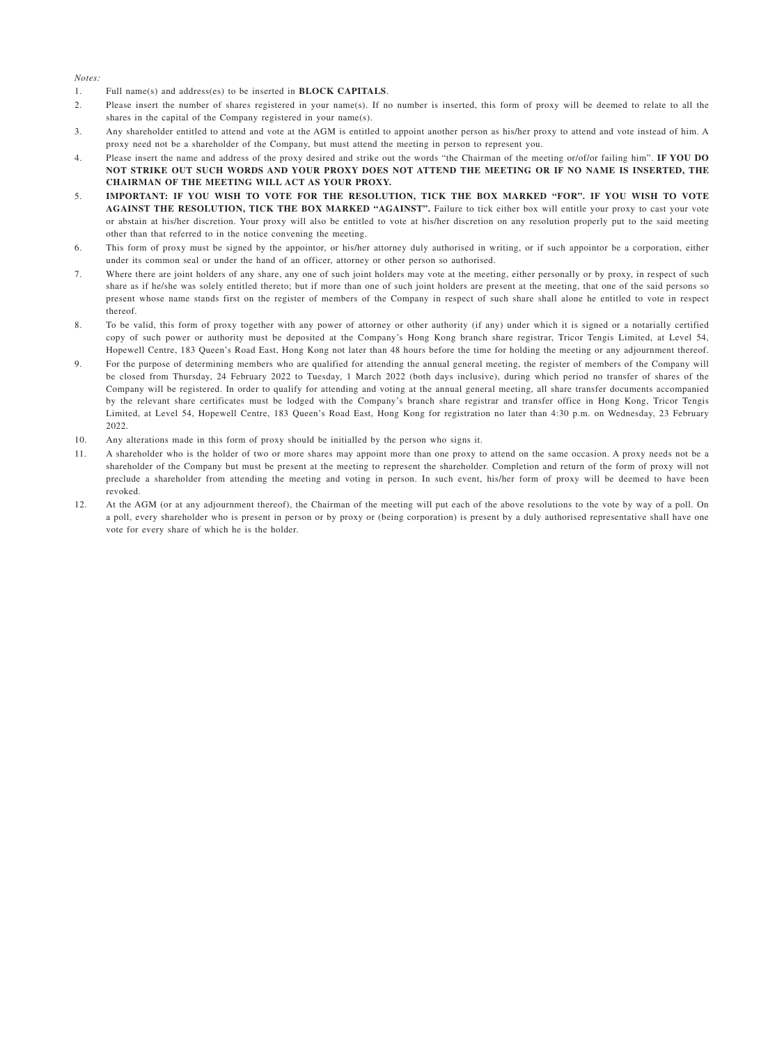*Notes:*

1. Full name(s) and address(es) to be inserted in **BLOCK CAPITALS**.
2. Please insert the number of shares registered in your name(s). If no number is inserted, this form of proxy will be deemed to relate to all the shares in the capital of the Company registered in your name(s).
3. Any shareholder entitled to attend and vote at the AGM is entitled to appoint another person as his/her proxy to attend and vote instead of him. A proxy need not be a shareholder of the Company, but must attend the meeting in person to represent you.
4. Please insert the name and address of the proxy desired and strike out the words "the Chairman of the meeting or/of/or failing him". **IF YOU DO NOT STRIKE OUT SUCH WORDS AND YOUR PROXY DOES NOT ATTEND THE MEETING OR IF NO NAME IS INSERTED, THE CHAIRMAN OF THE MEETING WILL ACT AS YOUR PROXY.**
5. **IMPORTANT: IF YOU WISH TO VOTE FOR THE RESOLUTION, TICK THE BOX MARKED "FOR". IF YOU WISH TO VOTE AGAINST THE RESOLUTION, TICK THE BOX MARKED "AGAINST".** Failure to tick either box will entitle your proxy to cast your vote or abstain at his/her discretion. Your proxy will also be entitled to vote at his/her discretion on any resolution properly put to the said meeting other than that referred to in the notice convening the meeting.
6. This form of proxy must be signed by the appointor, or his/her attorney duly authorised in writing, or if such appointor be a corporation, either under its common seal or under the hand of an officer, attorney or other person so authorised.
7. Where there are joint holders of any share, any one of such joint holders may vote at the meeting, either personally or by proxy, in respect of such share as if he/she was solely entitled thereto; but if more than one of such joint holders are present at the meeting, that one of the said persons so present whose name stands first on the register of members of the Company in respect of such share shall alone he entitled to vote in respect thereof.
8. To be valid, this form of proxy together with any power of attorney or other authority (if any) under which it is signed or a notarially certified copy of such power or authority must be deposited at the Company's Hong Kong branch share registrar, Tricor Tengis Limited, at Level 54, Hopewell Centre, 183 Queen's Road East, Hong Kong not later than 48 hours before the time for holding the meeting or any adjournment thereof.
9. For the purpose of determining members who are qualified for attending the annual general meeting, the register of members of the Company will be closed from Thursday, 24 February 2022 to Tuesday, 1 March 2022 (both days inclusive), during which period no transfer of shares of the Company will be registered. In order to qualify for attending and voting at the annual general meeting, all share transfer documents accompanied by the relevant share certificates must be lodged with the Company's branch share registrar and transfer office in Hong Kong, Tricor Tengis Limited, at Level 54, Hopewell Centre, 183 Queen's Road East, Hong Kong for registration no later than 4:30 p.m. on Wednesday, 23 February 2022.
10. Any alterations made in this form of proxy should be initialled by the person who signs it.
11. A shareholder who is the holder of two or more shares may appoint more than one proxy to attend on the same occasion. A proxy needs not be a shareholder of the Company but must be present at the meeting to represent the shareholder. Completion and return of the form of proxy will not preclude a shareholder from attending the meeting and voting in person. In such event, his/her form of proxy will be deemed to have been revoked.
12. At the AGM (or at any adjournment thereof), the Chairman of the meeting will put each of the above resolutions to the vote by way of a poll. On a poll, every shareholder who is present in person or by proxy or (being corporation) is present by a duly authorised representative shall have one vote for every share of which he is the holder.